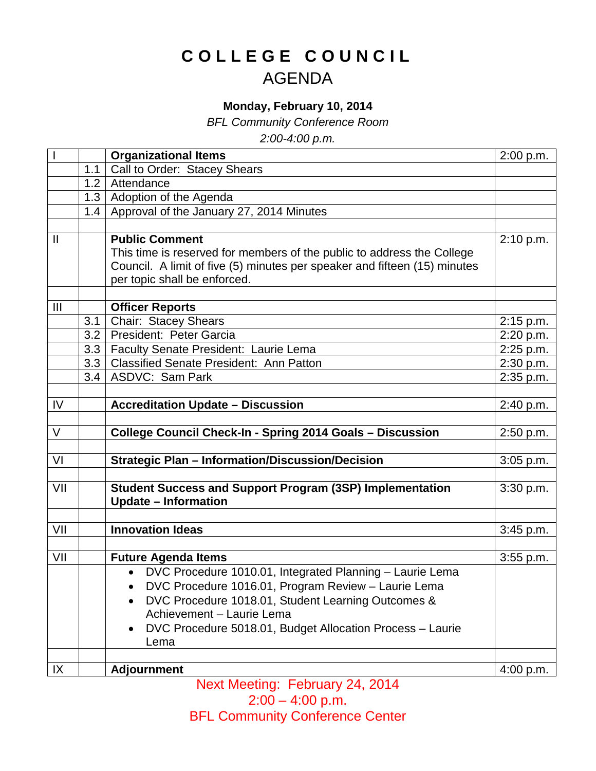# COLLEGE COUNCIL
## AGENDA

**Monday, February 10, 2014**

*BFL Community Conference Room*

*2:00-4:00 p.m.*

| | | | |
|---|---|---|---|
| I | | **Organizational Items** | 2:00 p.m. |
| | 1.1 | Call to Order: Stacey Shears | |
| | 1.2 | Attendance | |
| | 1.3 | Adoption of the Agenda | |
| | 1.4 | Approval of the January 27, 2014 Minutes | |
| | | | |
| II | | **Public Comment**<br>This time is reserved for members of the public to address the College Council. A limit of five (5) minutes per speaker and fifteen (15) minutes per topic shall be enforced. | 2:10 p.m. |
| | | | |
| III | | **Officer Reports** | |
| | 3.1 | Chair: Stacey Shears | 2:15 p.m. |
| | 3.2 | President: Peter Garcia | 2:20 p.m. |
| | 3.3 | Faculty Senate President: Laurie Lema | 2:25 p.m. |
| | 3.3 | Classified Senate President: Ann Patton | 2:30 p.m. |
| | 3.4 | ASDVC: Sam Park | 2:35 p.m. |
| | | | |
| IV | | **Accreditation Update – Discussion** | 2:40 p.m. |
| | | | |
| V | | **College Council Check-In - Spring 2014 Goals – Discussion** | 2:50 p.m. |
| | | | |
| VI | | **Strategic Plan – Information/Discussion/Decision** | 3:05 p.m. |
| | | | |
| VII | | **Student Success and Support Program (3SP) Implementation Update – Information** | 3:30 p.m. |
| | | | |
| VII | | **Innovation Ideas** | 3:45 p.m. |
| | | | |
| VII | | **Future Agenda Items** | 3:55 p.m. |
| | | • DVC Procedure 1010.01, Integrated Planning – Laurie Lema<br>• DVC Procedure 1016.01, Program Review – Laurie Lema<br>• DVC Procedure 1018.01, Student Learning Outcomes & Achievement – Laurie Lema<br>• DVC Procedure 5018.01, Budget Allocation Process – Laurie Lema | |
| | | | |
| IX | | **Adjournment** | 4:00 p.m. |

Next Meeting: February 24, 2014
2:00 – 4:00 p.m.
BFL Community Conference Center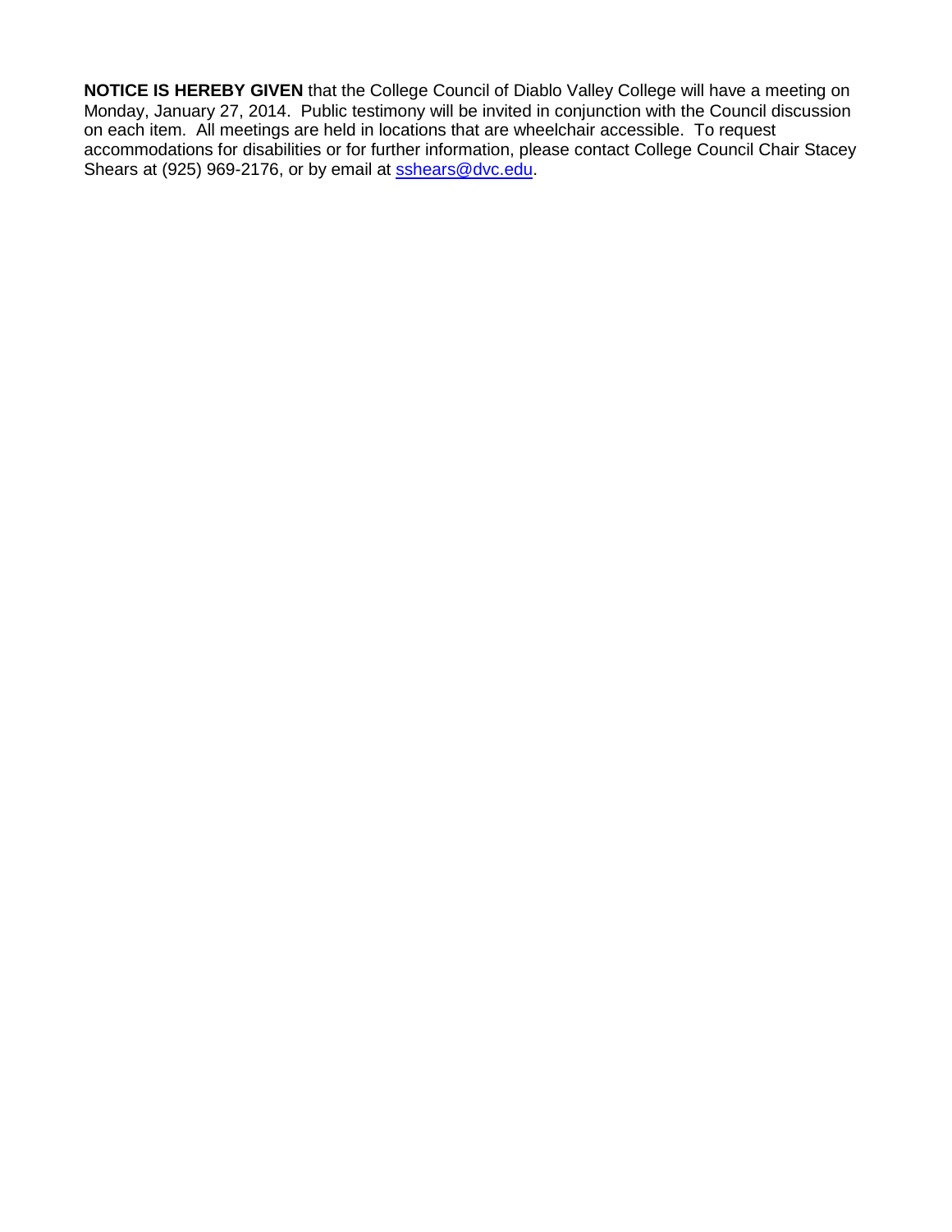**NOTICE IS HEREBY GIVEN** that the College Council of Diablo Valley College will have a meeting on Monday, January 27, 2014. Public testimony will be invited in conjunction with the Council discussion on each item. All meetings are held in locations that are wheelchair accessible. To request accommodations for disabilities or for further information, please contact College Council Chair Stacey Shears at (925) 969-2176, or by email at sshears@dvc.edu.